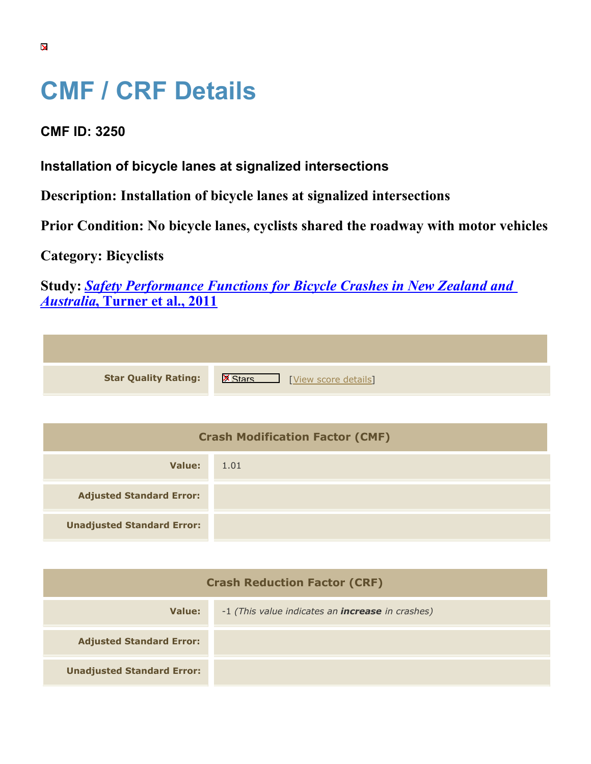# CMF / CRF Details

## CMF ID: 3250

### Installation of bicycle lanes at signalized intersections

**Description: Installation of bicycle lanes at signalized intersections**

**Prior Condition: No bicycle lanes, cyclists shared the roadway with motor vehicles**

**Category: Bicyclists**

**Study: *Safety Performance Functions for Bicycle Crashes in New Zealand and Australia*, Turner et al., 2011**

| | |
|---|---|
| **Star Quality Rating:** | Stars [View score details] |

| Crash Modification Factor (CMF) | |
|---|---|
| **Value:** | 1.01 |
| **Adjusted Standard Error:** | |
| **Unadjusted Standard Error:** | |

| Crash Reduction Factor (CRF) | |
|---|---|
| **Value:** | -1 *(This value indicates an* ***increase*** *in crashes)* |
| **Adjusted Standard Error:** | |
| **Unadjusted Standard Error:** | |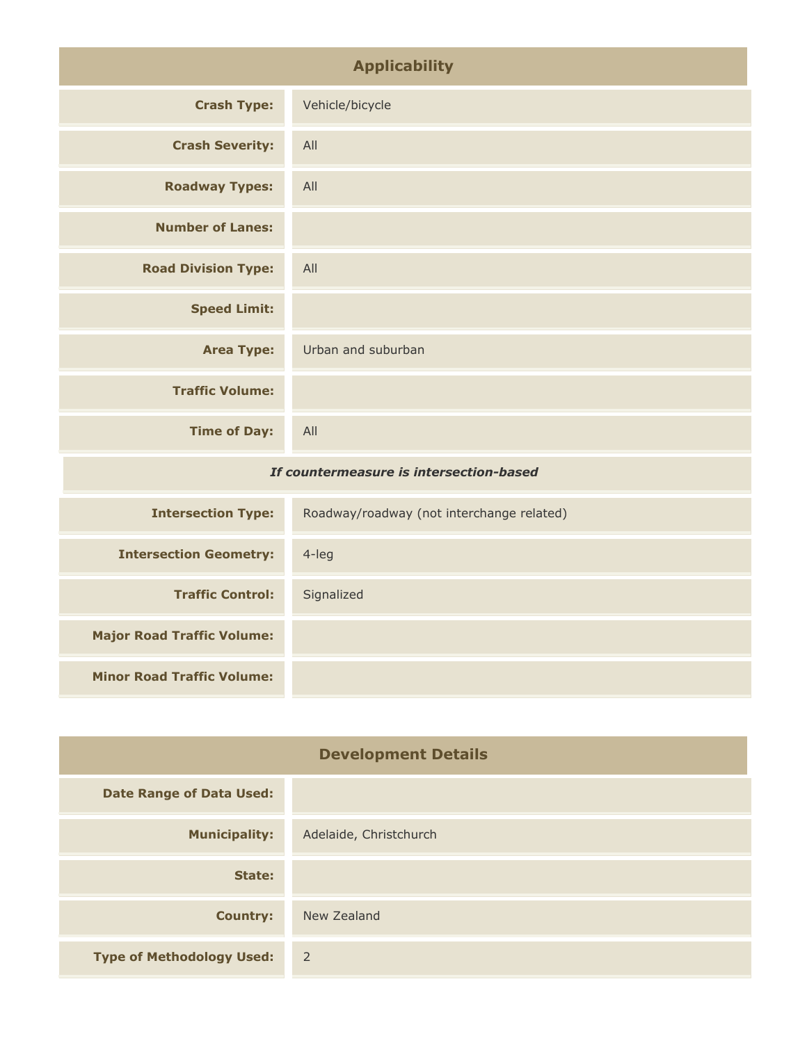## Applicability

| | |
|---|---|
| **Crash Type:** | Vehicle/bicycle |
| **Crash Severity:** | All |
| **Roadway Types:** | All |
| **Number of Lanes:** | |
| **Road Division Type:** | All |
| **Speed Limit:** | |
| **Area Type:** | Urban and suburban |
| **Traffic Volume:** | |
| **Time of Day:** | All |
| ***If countermeasure is intersection-based*** | |
| **Intersection Type:** | Roadway/roadway (not interchange related) |
| **Intersection Geometry:** | 4-leg |
| **Traffic Control:** | Signalized |
| **Major Road Traffic Volume:** | |
| **Minor Road Traffic Volume:** | |

## Development Details

| | |
|---|---|
| **Date Range of Data Used:** | |
| **Municipality:** | Adelaide, Christchurch |
| **State:** | |
| **Country:** | New Zealand |
| **Type of Methodology Used:** | 2 |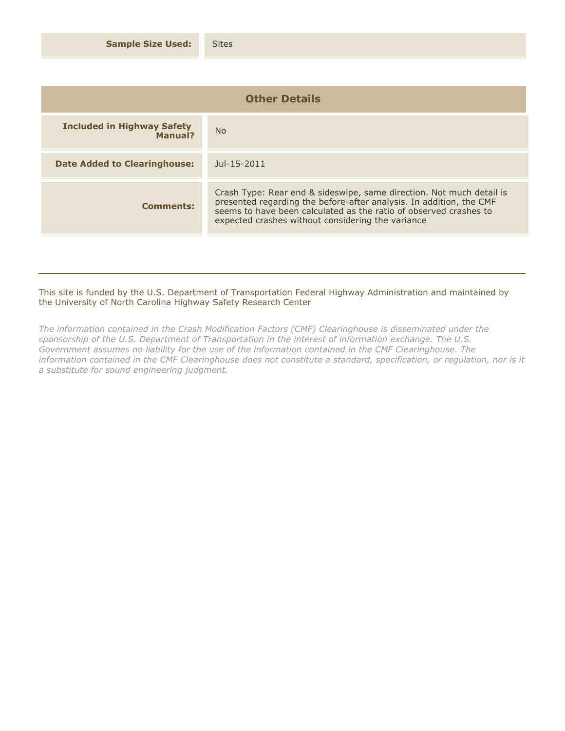| | |
|---|---|
| **Sample Size Used:** | Sites |

## Other Details

| | |
|---|---|
| **Included in Highway Safety Manual?** | No |
| **Date Added to Clearinghouse:** | Jul-15-2011 |
| **Comments:** | Crash Type: Rear end & sideswipe, same direction. Not much detail is presented regarding the before-after analysis. In addition, the CMF seems to have been calculated as the ratio of observed crashes to expected crashes without considering the variance |

---

This site is funded by the U.S. Department of Transportation Federal Highway Administration and maintained by the University of North Carolina Highway Safety Research Center

*The information contained in the Crash Modification Factors (CMF) Clearinghouse is disseminated under the sponsorship of the U.S. Department of Transportation in the interest of information exchange. The U.S. Government assumes no liability for the use of the information contained in the CMF Clearinghouse. The information contained in the CMF Clearinghouse does not constitute a standard, specification, or regulation, nor is it a substitute for sound engineering judgment.*